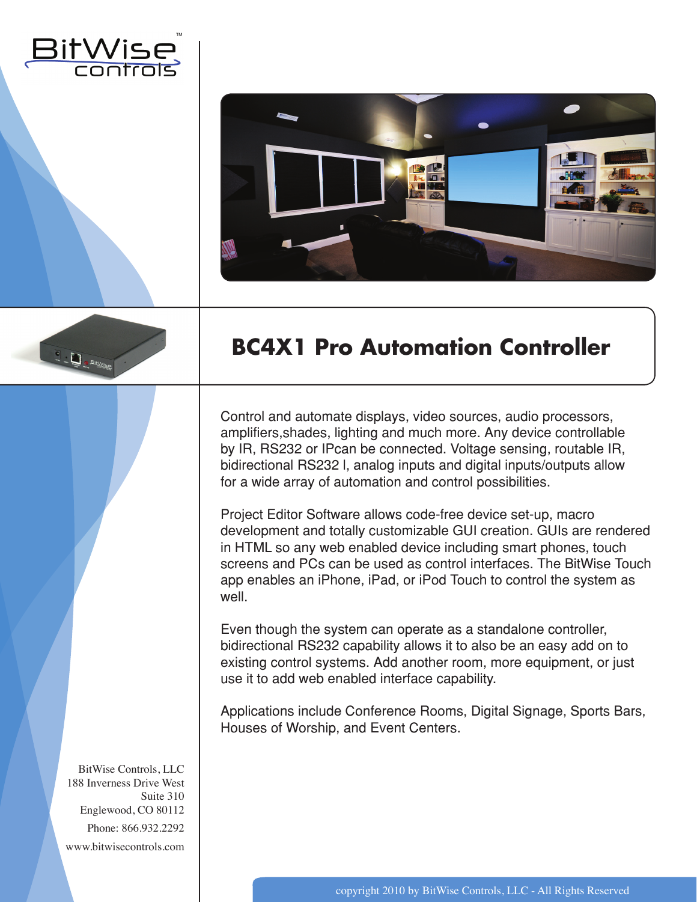BitWise controls

# BC4X1 Pro Automation Controller

Control and automate displays, video sources, audio processors, amplifiers,shades, lighting and much more. Any device controllable by IR, RS232 or IPcan be connected. Voltage sensing, routable IR, bidirectional RS232 l, analog inputs and digital inputs/outputs allow for a wide array of automation and control possibilities.

Project Editor Software allows code-free device set-up, macro development and totally customizable GUI creation. GUIs are rendered in HTML so any web enabled device including smart phones, touch screens and PCs can be used as control interfaces. The BitWise Touch app enables an iPhone, iPad, or iPod Touch to control the system as well.

Even though the system can operate as a standalone controller, bidirectional RS232 capability allows it to also be an easy add on to existing control systems. Add another room, more equipment, or just use it to add web enabled interface capability.

Applications include Conference Rooms, Digital Signage, Sports Bars, Houses of Worship, and Event Centers.

BitWise Controls, LLC
188 Inverness Drive West
Suite 310
Englewood, CO 80112

Phone: 866.932.2292

www.bitwisecontrols.com

copyright 2010 by BitWise Controls, LLC - All Rights Reserved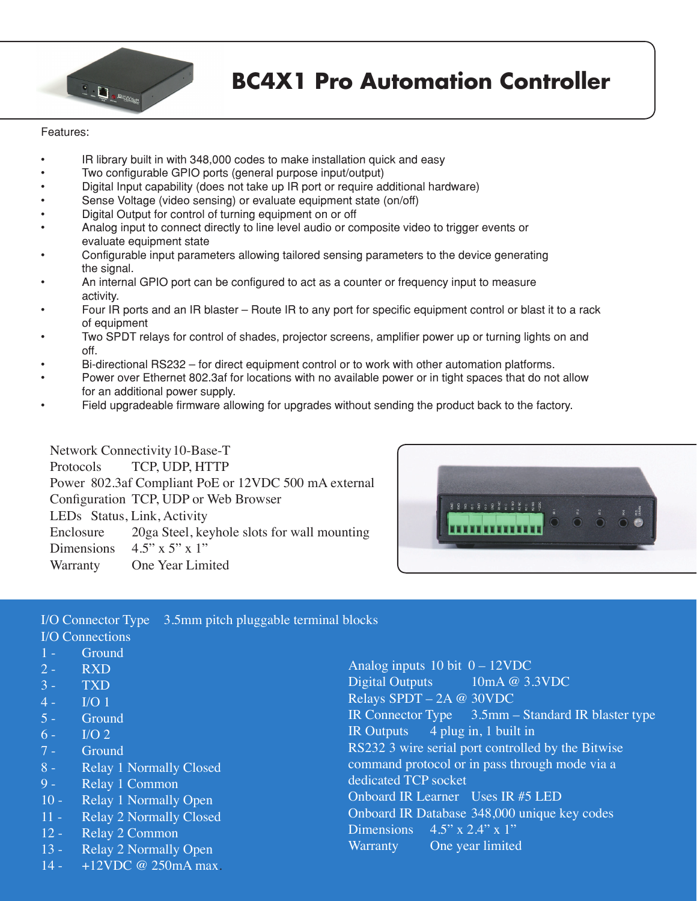# BC4X1 Pro Automation Controller

Features:

- IR library built in with 348,000 codes to make installation quick and easy
- Two configurable GPIO ports (general purpose input/output)
- Digital Input capability (does not take up IR port or require additional hardware)
- Sense Voltage (video sensing) or evaluate equipment state (on/off)
- Digital Output for control of turning equipment on or off
- Analog input to connect directly to line level audio or composite video to trigger events or evaluate equipment state
- Configurable input parameters allowing tailored sensing parameters to the device generating the signal.
- An internal GPIO port can be configured to act as a counter or frequency input to measure activity.
- Four IR ports and an IR blaster – Route IR to any port for specific equipment control or blast it to a rack of equipment
- Two SPDT relays for control of shades, projector screens, amplifier power up or turning lights on and off.
- Bi-directional RS232 – for direct equipment control or to work with other automation platforms.
- Power over Ethernet 802.3af for locations with no available power or in tight spaces that do not allow for an additional power supply.
- Field upgradeable firmware allowing for upgrades without sending the product back to the factory.

| | |
|---|---|
| Network Connectivity | 10-Base-T |
| Protocols | TCP, UDP, HTTP |
| Power | 802.3af Compliant PoE or 12VDC 500 mA external |
| Configuration | TCP, UDP or Web Browser |
| LEDs | Status, Link, Activity |
| Enclosure | 20ga Steel, keyhole slots for wall mounting |
| Dimensions | 4.5" x 5" x 1" |
| Warranty | One Year Limited |

I/O Connector Type 3.5mm pitch pluggable terminal blocks

I/O Connections

1 - Ground
2 - RXD
3 - TXD
4 - I/O 1
5 - Ground
6 - I/O 2
7 - Ground
8 - Relay 1 Normally Closed
9 - Relay 1 Common
10 - Relay 1 Normally Open
11 - Relay 2 Normally Closed
12 - Relay 2 Common
13 - Relay 2 Normally Open
14 - +12VDC @ 250mA max.

| | |
|---|---|
| Analog inputs | 10 bit 0 – 12VDC |
| Digital Outputs | 10mA @ 3.3VDC |
| Relays | SPDT – 2A @ 30VDC |
| IR Connector Type | 3.5mm – Standard IR blaster type |
| IR Outputs | 4 plug in, 1 built in |
| RS232 | 3 wire serial port controlled by the Bitwise command protocol or in pass through mode via a dedicated TCP socket |
| Onboard IR Learner | Uses IR #5 LED |
| Onboard IR Database | 348,000 unique key codes |
| Dimensions | 4.5" x 2.4" x 1" |
| Warranty | One year limited |